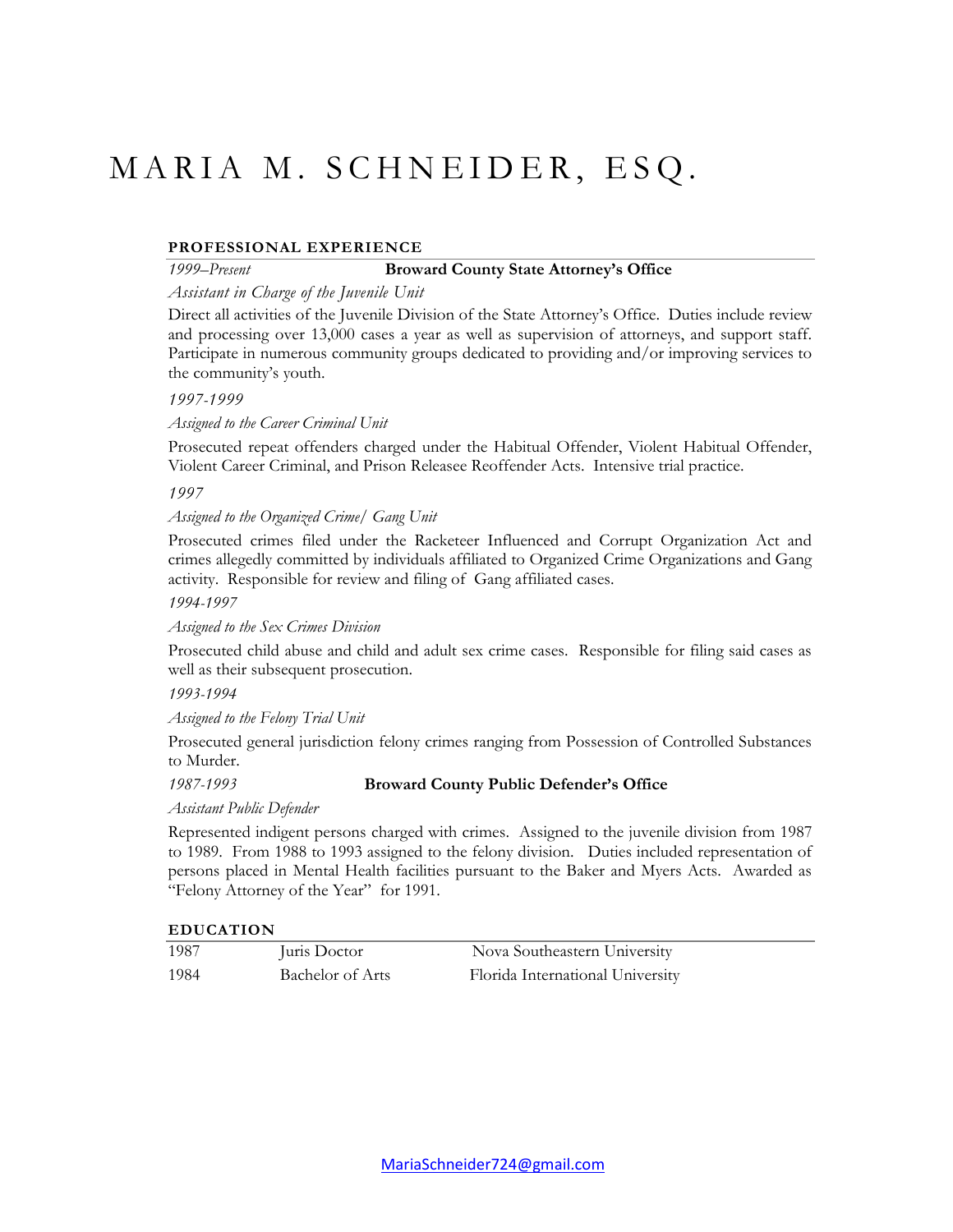# MARIA M. SCHNEIDER, ESQ.

## PROFESSIONAL EXPERIENCE

*1999–Present* **Broward County State Attorney's Office**

*Assistant in Charge of the Juvenile Unit*

Direct all activities of the Juvenile Division of the State Attorney's Office. Duties include review and processing over 13,000 cases a year as well as supervision of attorneys, and support staff. Participate in numerous community groups dedicated to providing and/or improving services to the community's youth.

*1997-1999*

*Assigned to the Career Criminal Unit*

Prosecuted repeat offenders charged under the Habitual Offender, Violent Habitual Offender, Violent Career Criminal, and Prison Releasee Reoffender Acts. Intensive trial practice.

*1997*

*Assigned to the Organized Crime/ Gang Unit*

Prosecuted crimes filed under the Racketeer Influenced and Corrupt Organization Act and crimes allegedly committed by individuals affiliated to Organized Crime Organizations and Gang activity. Responsible for review and filing of Gang affiliated cases.

*1994-1997*

*Assigned to the Sex Crimes Division*

Prosecuted child abuse and child and adult sex crime cases. Responsible for filing said cases as well as their subsequent prosecution.

*1993-1994*

*Assigned to the Felony Trial Unit*

Prosecuted general jurisdiction felony crimes ranging from Possession of Controlled Substances to Murder.

*1987-1993* **Broward County Public Defender's Office**

*Assistant Public Defender*

Represented indigent persons charged with crimes. Assigned to the juvenile division from 1987 to 1989. From 1988 to 1993 assigned to the felony division. Duties included representation of persons placed in Mental Health facilities pursuant to the Baker and Myers Acts. Awarded as "Felony Attorney of the Year" for 1991.

## EDUCATION

| | | |
|---|---|---|
| 1987 | Juris Doctor | Nova Southeastern University |
| 1984 | Bachelor of Arts | Florida International University |

MariaSchneider724@gmail.com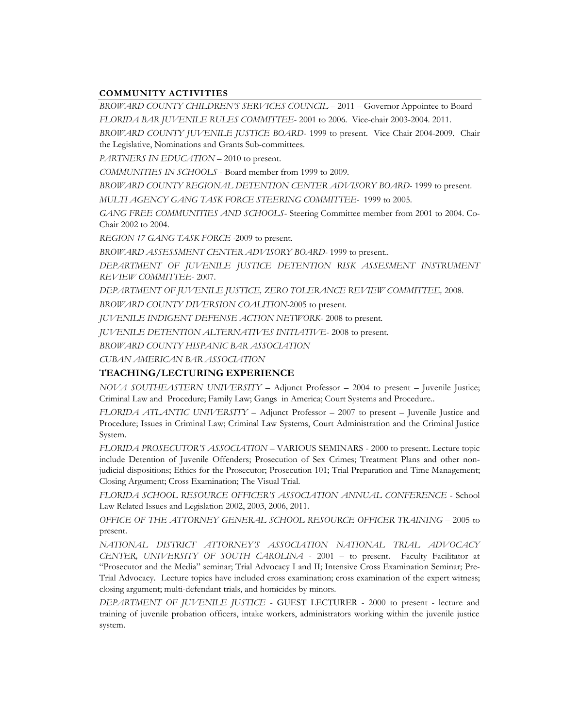## COMMUNITY ACTIVITIES

*BROWARD COUNTY CHILDREN'S SERVICES COUNCIL* – 2011 – Governor Appointee to Board

*FLORIDA BAR JUVENILE RULES COMMITTEE*- 2001 to 2006. Vice-chair 2003-2004. 2011.

*BROWARD COUNTY JUVENILE JUSTICE BOARD*- 1999 to present. Vice Chair 2004-2009. Chair the Legislative, Nominations and Grants Sub-committees.

*PARTNERS IN EDUCATION* – 2010 to present.

*COMMUNITIES IN SCHOOLS* - Board member from 1999 to 2009.

*BROWARD COUNTY REGIONAL DETENTION CENTER ADVISORY BOARD*- 1999 to present.

*MULTI AGENCY GANG TASK FORCE STEERING COMMITTEE*- 1999 to 2005.

*GANG FREE COMMUNITIES AND SCHOOLS*- Steering Committee member from 2001 to 2004. Co-Chair 2002 to 2004.

*REGION 17 GANG TASK FORCE* -2009 to present.

*BROWARD ASSESSMENT CENTER ADVISORY BOARD*- 1999 to present..

*DEPARTMENT OF JUVENILE JUSTICE DETENTION RISK ASSESMENT INSTRUMENT REVIEW COMMITTEE*- 2007.

*DEPARTMENT OF JUVENILE JUSTICE, ZERO TOLERANCE REVIEW COMMITTEE,* 2008.

*BROWARD COUNTY DIVERSION COALITION*-2005 to present.

*JUVENILE INDIGENT DEFENSE ACTION NETWORK*- 2008 to present.

*JUVENILE DETENTION ALTERNATIVES INITIATIVE*- 2008 to present.

*BROWARD COUNTY HISPANIC BAR ASSOCIATION*

*CUBAN AMERICAN BAR ASSOCIATION*

## TEACHING/LECTURING EXPERIENCE

*NOVA SOUTHEASTERN UNIVERSITY* – Adjunct Professor – 2004 to present – Juvenile Justice; Criminal Law and Procedure; Family Law; Gangs in America; Court Systems and Procedure..

*FLORIDA ATLANTIC UNIVERSITY* – Adjunct Professor – 2007 to present – Juvenile Justice and Procedure; Issues in Criminal Law; Criminal Law Systems, Court Administration and the Criminal Justice System.

*FLORIDA PROSECUTOR'S ASSOCIATION* – VARIOUS SEMINARS - 2000 to present:. Lecture topic include Detention of Juvenile Offenders; Prosecution of Sex Crimes; Treatment Plans and other non-judicial dispositions; Ethics for the Prosecutor; Prosecution 101; Trial Preparation and Time Management; Closing Argument; Cross Examination; The Visual Trial.

*FLORIDA SCHOOL RESOURCE OFFICER'S ASSOCIATION ANNUAL CONFERENCE* - School Law Related Issues and Legislation 2002, 2003, 2006, 2011.

*OFFICE OF THE ATTORNEY GENERAL SCHOOL RESOURCE OFFICER TRAINING* – 2005 to present.

*NATIONAL DISTRICT ATTORNEY'S ASSOCIATION NATIONAL TRIAL ADVOCACY CENTER, UNIVERSITY OF SOUTH CAROLINA* - 2001 – to present. Faculty Facilitator at "Prosecutor and the Media" seminar; Trial Advocacy I and II; Intensive Cross Examination Seminar; Pre-Trial Advocacy. Lecture topics have included cross examination; cross examination of the expert witness; closing argument; multi-defendant trials, and homicides by minors.

*DEPARTMENT OF JUVENILE JUSTICE* - GUEST LECTURER - 2000 to present - lecture and training of juvenile probation officers, intake workers, administrators working within the juvenile justice system.